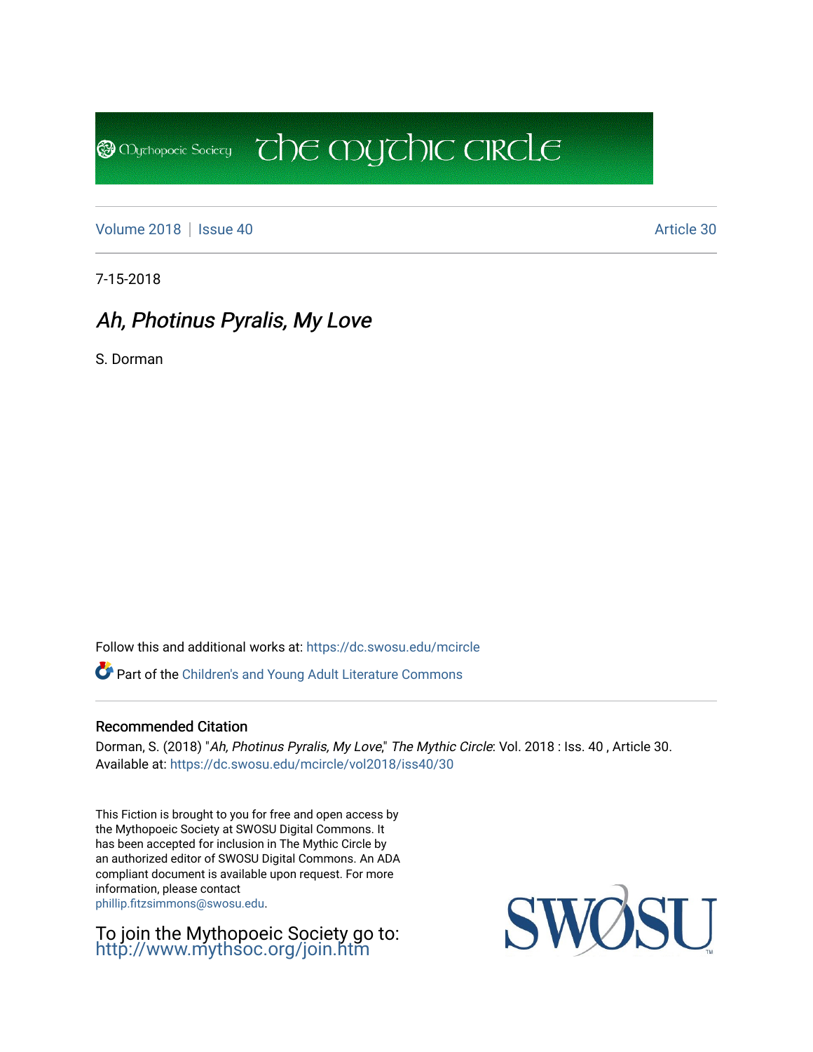Mythopoeic Society — The Mythic Circle

Volume 2018 | Issue 40 — Article 30

7-15-2018

# *Ah, Photinus Pyralis, My Love*

S. Dorman

Follow this and additional works at: https://dc.swosu.edu/mcircle

Part of the Children's and Young Adult Literature Commons

### Recommended Citation

Dorman, S. (2018) "*Ah, Photinus Pyralis, My Love*," *The Mythic Circle*: Vol. 2018 : Iss. 40 , Article 30.
Available at: https://dc.swosu.edu/mcircle/vol2018/iss40/30

This Fiction is brought to you for free and open access by the Mythopoeic Society at SWOSU Digital Commons. It has been accepted for inclusion in The Mythic Circle by an authorized editor of SWOSU Digital Commons. An ADA compliant document is available upon request. For more information, please contact phillip.fitzsimmons@swosu.edu.

To join the Mythopoeic Society go to: http://www.mythsoc.org/join.htm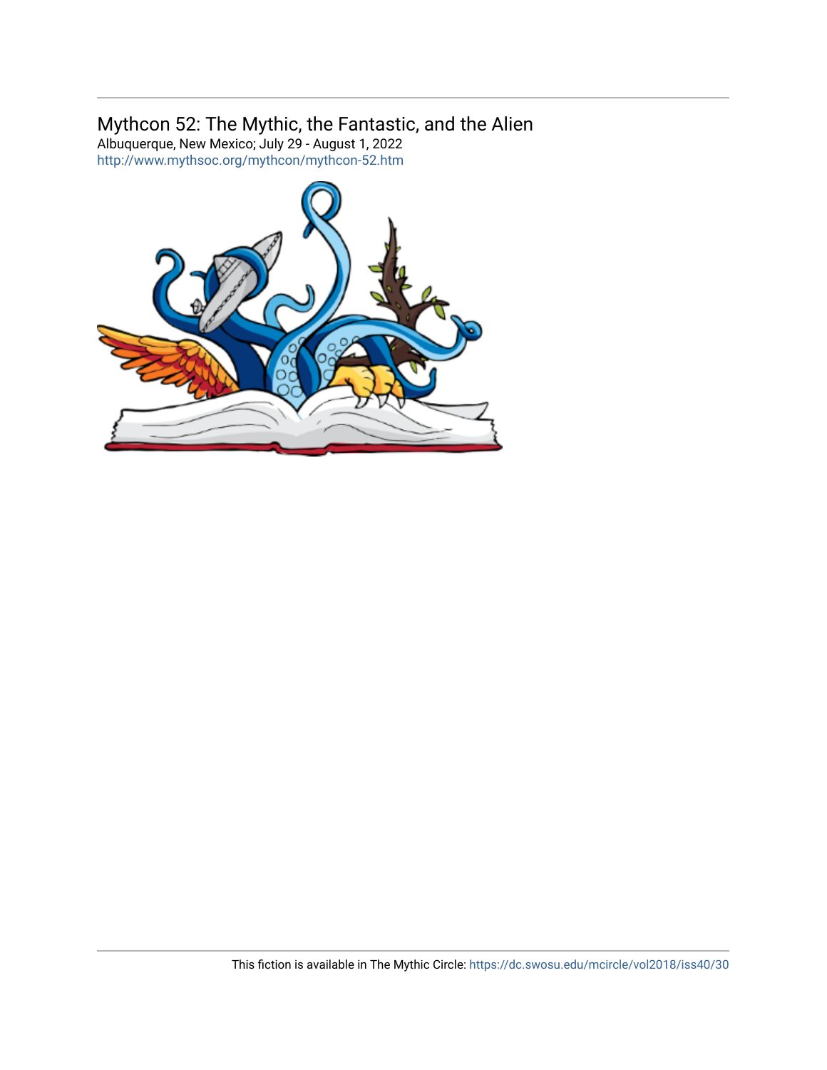Mythcon 52: The Mythic, the Fantastic, and the Alien

Albuquerque, New Mexico; July 29 - August 1, 2022

http://www.mythsoc.org/mythcon/mythcon-52.htm

This fiction is available in The Mythic Circle: https://dc.swosu.edu/mcircle/vol2018/iss40/30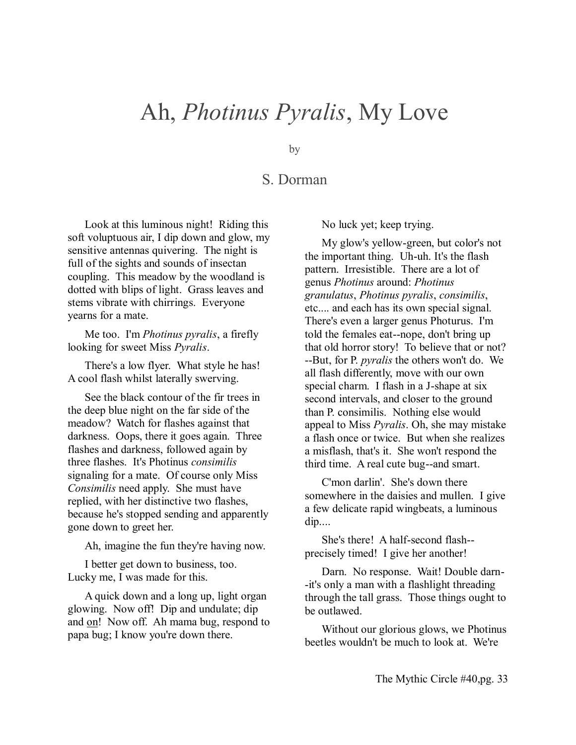# Ah, *Photinus Pyralis*, My Love

by

## S. Dorman

Look at this luminous night! Riding this soft voluptuous air, I dip down and glow, my sensitive antennas quivering. The night is full of the sights and sounds of insectan coupling. This meadow by the woodland is dotted with blips of light. Grass leaves and stems vibrate with chirrings. Everyone yearns for a mate.

Me too. I'm *Photinus pyralis*, a firefly looking for sweet Miss *Pyralis*.

There's a low flyer. What style he has! A cool flash whilst laterally swerving.

See the black contour of the fir trees in the deep blue night on the far side of the meadow? Watch for flashes against that darkness. Oops, there it goes again. Three flashes and darkness, followed again by three flashes. It's Photinus *consimilis* signaling for a mate. Of course only Miss *Consimilis* need apply. She must have replied, with her distinctive two flashes, because he's stopped sending and apparently gone down to greet her.

Ah, imagine the fun they're having now.

I better get down to business, too. Lucky me, I was made for this.

A quick down and a long up, light organ glowing. Now off! Dip and undulate; dip and <u>on</u>! Now off. Ah mama bug, respond to papa bug; I know you're down there.

No luck yet; keep trying.

My glow's yellow-green, but color's not the important thing. Uh-uh. It's the flash pattern. Irresistible. There are a lot of genus *Photinus* around: *Photinus granulatus*, *Photinus pyralis*, *consimilis*, etc.... and each has its own special signal. There's even a larger genus Photurus. I'm told the females eat--nope, don't bring up that old horror story! To believe that or not? --But, for P. *pyralis* the others won't do. We all flash differently, move with our own special charm. I flash in a J-shape at six second intervals, and closer to the ground than P. consimilis. Nothing else would appeal to Miss *Pyralis*. Oh, she may mistake a flash once or twice. But when she realizes a misflash, that's it. She won't respond the third time. A real cute bug--and smart.

C'mon darlin'. She's down there somewhere in the daisies and mullen. I give a few delicate rapid wingbeats, a luminous dip....

She's there! A half-second flash--precisely timed! I give her another!

Darn. No response. Wait! Double darn--it's only a man with a flashlight threading through the tall grass. Those things ought to be outlawed.

Without our glorious glows, we Photinus beetles wouldn't be much to look at. We're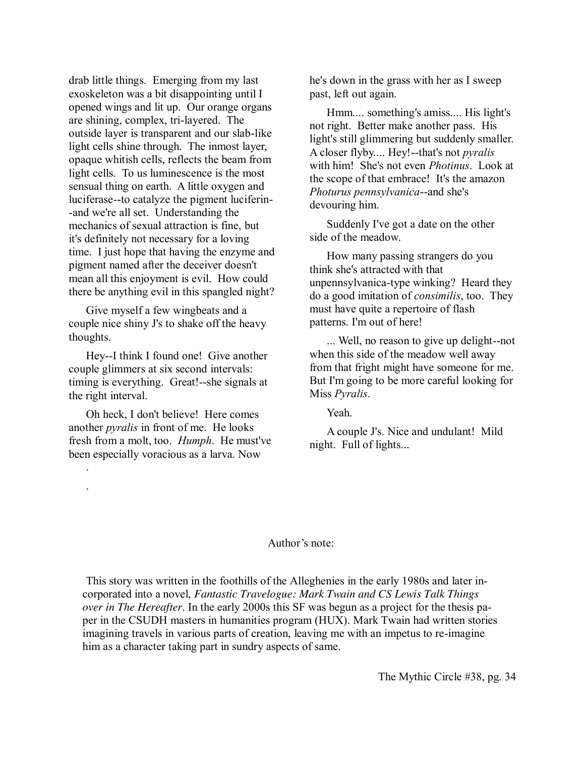drab little things. Emerging from my last exoskeleton was a bit disappointing until I opened wings and lit up. Our orange organs are shining, complex, tri-layered. The outside layer is transparent and our slab-like light cells shine through. The inmost layer, opaque whitish cells, reflects the beam from light cells. To us luminescence is the most sensual thing on earth. A little oxygen and luciferase--to catalyze the pigment luciferin--and we're all set. Understanding the mechanics of sexual attraction is fine, but it's definitely not necessary for a loving time. I just hope that having the enzyme and pigment named after the deceiver doesn't mean all this enjoyment is evil. How could there be anything evil in this spangled night?

Give myself a few wingbeats and a couple nice shiny J's to shake off the heavy thoughts.

Hey--I think I found one! Give another couple glimmers at six second intervals: timing is everything. Great!--she signals at the right interval.

Oh heck, I don't believe! Here comes another *pyralis* in front of me. He looks fresh from a molt, too. *Humph*. He must've been especially voracious as a larva. Now he's down in the grass with her as I sweep past, left out again.

Hmm.... something's amiss.... His light's not right. Better make another pass. His light's still glimmering but suddenly smaller. A closer flyby.... Hey!--that's not *pyralis* with him! She's not even *Photinus*. Look at the scope of that embrace! It's the amazon *Photurus pennsylvanica*--and she's devouring him.

Suddenly I've got a date on the other side of the meadow.

How many passing strangers do you think she's attracted with that unpennsylvanica-type winking? Heard they do a good imitation of *consimilis*, too. They must have quite a repertoire of flash patterns. I'm out of here!

... Well, no reason to give up delight--not when this side of the meadow well away from that fright might have someone for me. But I'm going to be more careful looking for Miss *Pyralis*.

Yeah.

A couple J's. Nice and undulant! Mild night. Full of lights...

.

.

Author's note:

This story was written in the foothills of the Alleghenies in the early 1980s and later incorporated into a novel, *Fantastic Travelogue: Mark Twain and CS Lewis Talk Things over in The Hereafter*. In the early 2000s this SF was begun as a project for the thesis paper in the CSUDH masters in humanities program (HUX). Mark Twain had written stories imagining travels in various parts of creation, leaving me with an impetus to re-imagine him as a character taking part in sundry aspects of same.